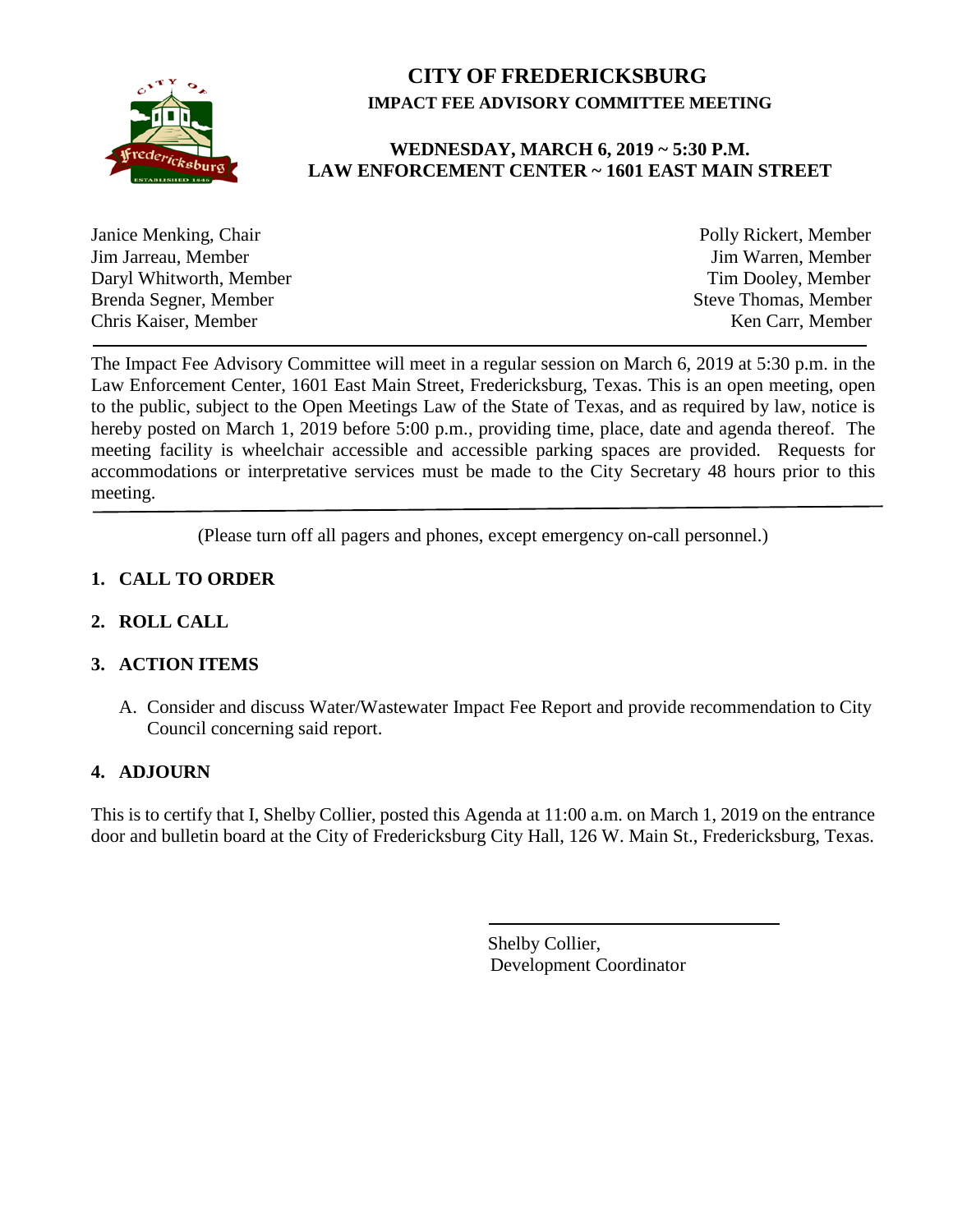# CITY OF FREDERICKSBURG

## IMPACT FEE ADVISORY COMMITTEE MEETING

**WEDNESDAY, MARCH 6, 2019 ~ 5:30 P.M.**
**LAW ENFORCEMENT CENTER ~ 1601 EAST MAIN STREET**

Janice Menking, Chair
Jim Jarreau, Member
Daryl Whitworth, Member
Brenda Segner, Member
Chris Kaiser, Member
Polly Rickert, Member
Jim Warren, Member
Tim Dooley, Member
Steve Thomas, Member
Ken Carr, Member

---

The Impact Fee Advisory Committee will meet in a regular session on March 6, 2019 at 5:30 p.m. in the Law Enforcement Center, 1601 East Main Street, Fredericksburg, Texas. This is an open meeting, open to the public, subject to the Open Meetings Law of the State of Texas, and as required by law, notice is hereby posted on March 1, 2019 before 5:00 p.m., providing time, place, date and agenda thereof. The meeting facility is wheelchair accessible and accessible parking spaces are provided. Requests for accommodations or interpretative services must be made to the City Secretary 48 hours prior to this meeting.

---

(Please turn off all pagers and phones, except emergency on-call personnel.)

**1. CALL TO ORDER**

**2. ROLL CALL**

**3. ACTION ITEMS**

A. Consider and discuss Water/Wastewater Impact Fee Report and provide recommendation to City Council concerning said report.

**4. ADJOURN**

This is to certify that I, Shelby Collier, posted this Agenda at 11:00 a.m. on March 1, 2019 on the entrance door and bulletin board at the City of Fredericksburg City Hall, 126 W. Main St., Fredericksburg, Texas.

Shelby Collier,
Development Coordinator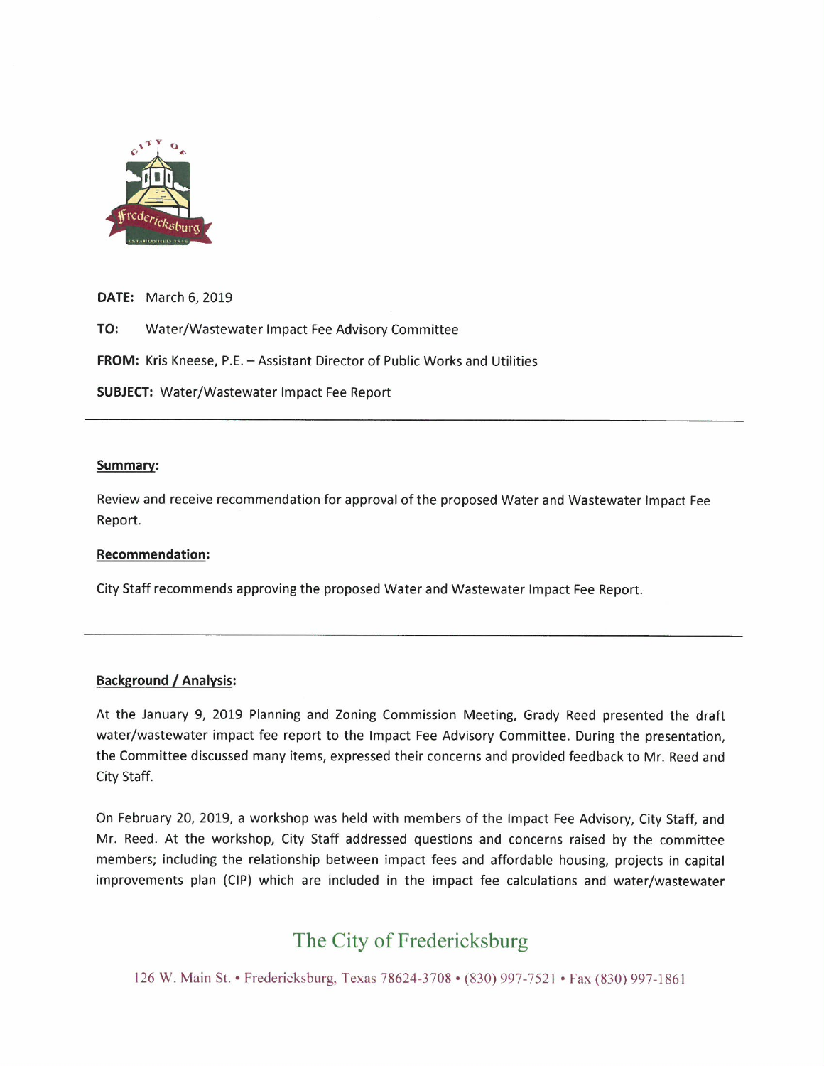**DATE:** March 6, 2019

**TO:** Water/Wastewater Impact Fee Advisory Committee

**FROM:** Kris Kneese, P.E. – Assistant Director of Public Works and Utilities

**SUBJECT:** Water/Wastewater Impact Fee Report

---

**Summary:**

Review and receive recommendation for approval of the proposed Water and Wastewater Impact Fee Report.

**Recommendation:**

City Staff recommends approving the proposed Water and Wastewater Impact Fee Report.

---

**Background / Analysis:**

At the January 9, 2019 Planning and Zoning Commission Meeting, Grady Reed presented the draft water/wastewater impact fee report to the Impact Fee Advisory Committee. During the presentation, the Committee discussed many items, expressed their concerns and provided feedback to Mr. Reed and City Staff.

On February 20, 2019, a workshop was held with members of the Impact Fee Advisory, City Staff, and Mr. Reed. At the workshop, City Staff addressed questions and concerns raised by the committee members; including the relationship between impact fees and affordable housing, projects in capital improvements plan (CIP) which are included in the impact fee calculations and water/wastewater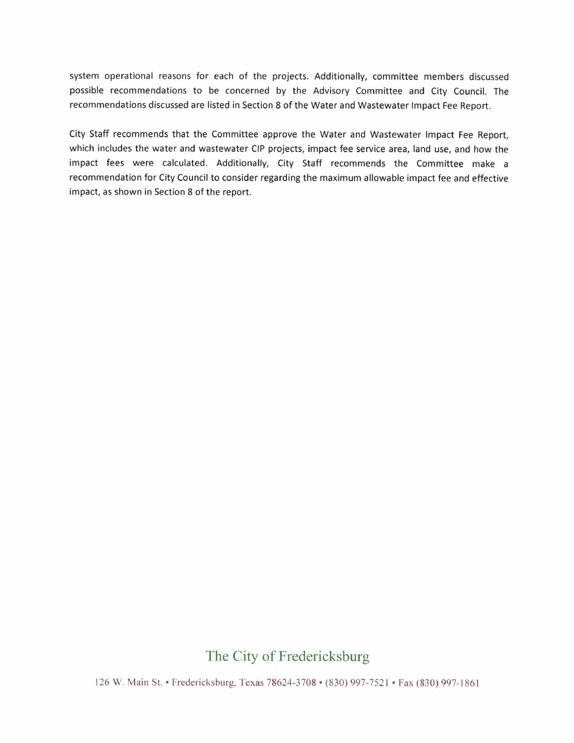system operational reasons for each of the projects. Additionally, committee members discussed possible recommendations to be concerned by the Advisory Committee and City Council. The recommendations discussed are listed in Section 8 of the Water and Wastewater Impact Fee Report.

City Staff recommends that the Committee approve the Water and Wastewater Impact Fee Report, which includes the water and wastewater CIP projects, impact fee service area, land use, and how the impact fees were calculated. Additionally, City Staff recommends the Committee make a recommendation for City Council to consider regarding the maximum allowable impact fee and effective impact, as shown in Section 8 of the report.